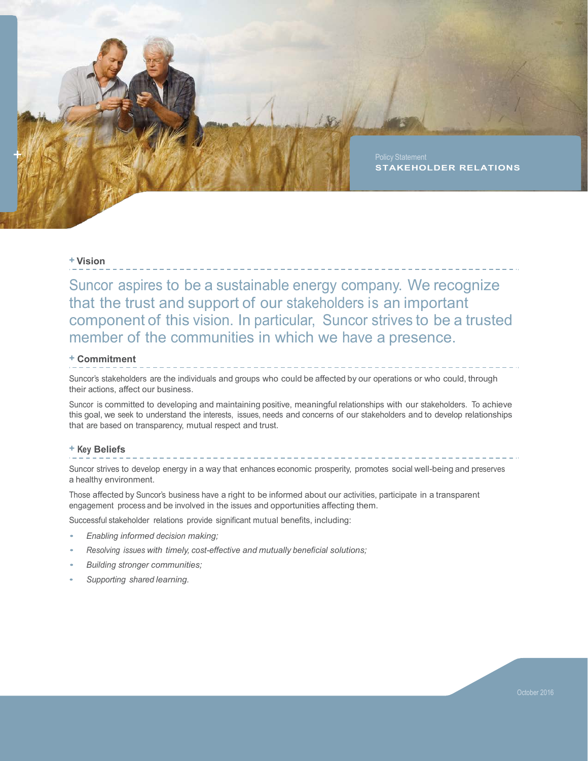Policy Statement

# STAKEHOLDER RELATIONS

## + Vision

Suncor aspires to be a sustainable energy company. We recognize that the trust and support of our stakeholders is an important component of this vision. In particular, Suncor strives to be a trusted member of the communities in which we have a presence.

## + Commitment

Suncor's stakeholders are the individuals and groups who could be affected by our operations or who could, through their actions, affect our business.

Suncor is committed to developing and maintaining positive, meaningful relationships with our stakeholders. To achieve this goal, we seek to understand the interests, issues, needs and concerns of our stakeholders and to develop relationships that are based on transparency, mutual respect and trust.

## + Key Beliefs

Suncor strives to develop energy in a way that enhances economic prosperity, promotes social well-being and preserves a healthy environment.

Those affected by Suncor's business have a right to be informed about our activities, participate in a transparent engagement process and be involved in the issues and opportunities affecting them.

Successful stakeholder relations provide significant mutual benefits, including:

- *Enabling informed decision making;*
- *Resolving issues with timely, cost-effective and mutually beneficial solutions;*
- *Building stronger communities;*
- *Supporting shared learning.*

October 2016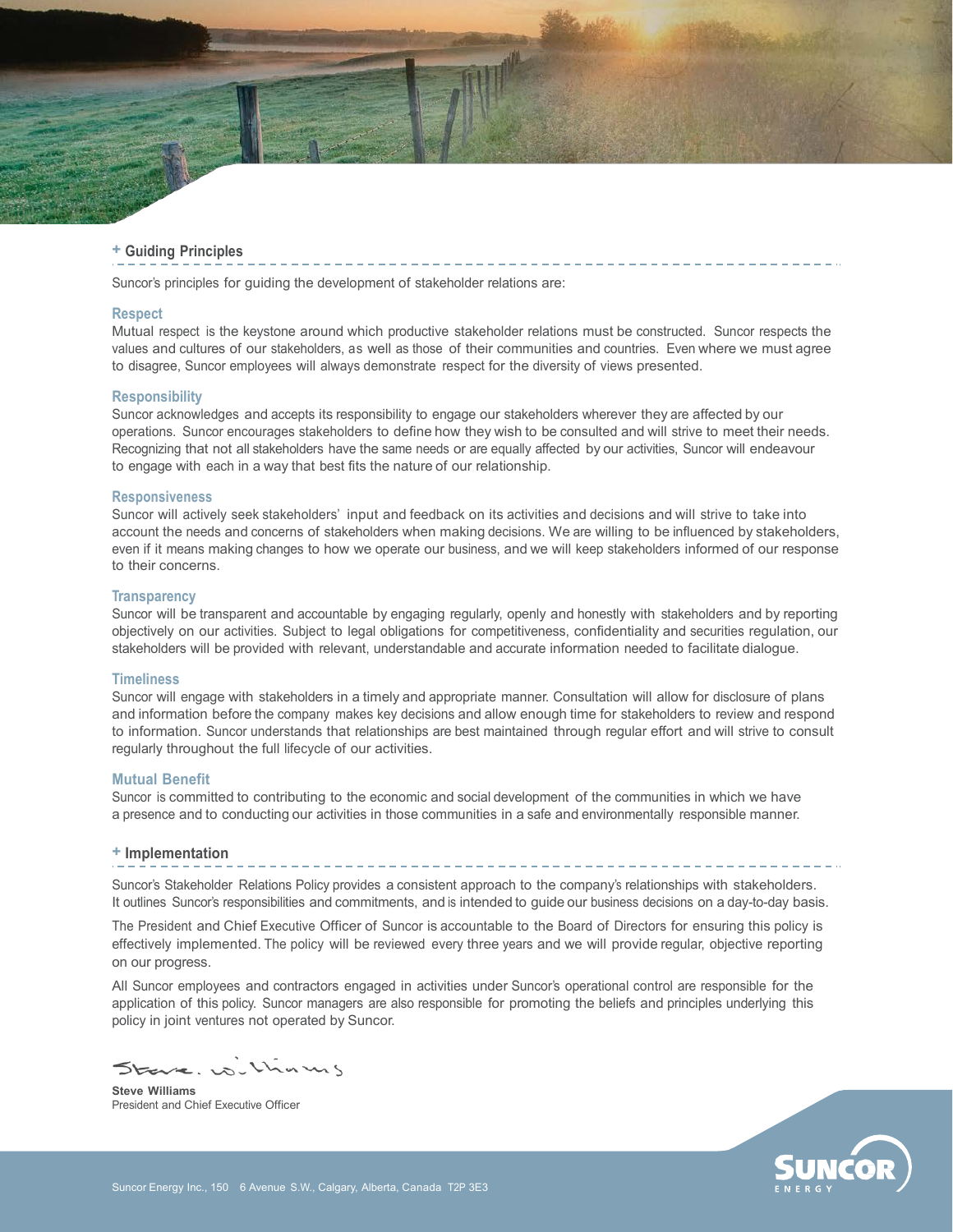## + Guiding Principles

Suncor's principles for guiding the development of stakeholder relations are:

### Respect

Mutual respect is the keystone around which productive stakeholder relations must be constructed. Suncor respects the values and cultures of our stakeholders, as well as those of their communities and countries. Even where we must agree to disagree, Suncor employees will always demonstrate respect for the diversity of views presented.

### Responsibility

Suncor acknowledges and accepts its responsibility to engage our stakeholders wherever they are affected by our operations. Suncor encourages stakeholders to define how they wish to be consulted and will strive to meet their needs. Recognizing that not all stakeholders have the same needs or are equally affected by our activities, Suncor will endeavour to engage with each in a way that best fits the nature of our relationship.

### Responsiveness

Suncor will actively seek stakeholders' input and feedback on its activities and decisions and will strive to take into account the needs and concerns of stakeholders when making decisions. We are willing to be influenced by stakeholders, even if it means making changes to how we operate our business, and we will keep stakeholders informed of our response to their concerns.

### Transparency

Suncor will be transparent and accountable by engaging regularly, openly and honestly with stakeholders and by reporting objectively on our activities. Subject to legal obligations for competitiveness, confidentiality and securities regulation, our stakeholders will be provided with relevant, understandable and accurate information needed to facilitate dialogue.

### Timeliness

Suncor will engage with stakeholders in a timely and appropriate manner. Consultation will allow for disclosure of plans and information before the company makes key decisions and allow enough time for stakeholders to review and respond to information. Suncor understands that relationships are best maintained through regular effort and will strive to consult regularly throughout the full lifecycle of our activities.

### Mutual Benefit

Suncor is committed to contributing to the economic and social development of the communities in which we have a presence and to conducting our activities in those communities in a safe and environmentally responsible manner.

## + Implementation

Suncor's Stakeholder Relations Policy provides a consistent approach to the company's relationships with stakeholders. It outlines Suncor's responsibilities and commitments, and is intended to guide our business decisions on a day-to-day basis.

The President and Chief Executive Officer of Suncor is accountable to the Board of Directors for ensuring this policy is effectively implemented. The policy will be reviewed every three years and we will provide regular, objective reporting on our progress.

All Suncor employees and contractors engaged in activities under Suncor's operational control are responsible for the application of this policy. Suncor managers are also responsible for promoting the beliefs and principles underlying this policy in joint ventures not operated by Suncor.

Steve Williams

**Steve Williams**
President and Chief Executive Officer

Suncor Energy Inc., 150 6 Avenue S.W., Calgary, Alberta, Canada T2P 3E3

SUNCOR ENERGY